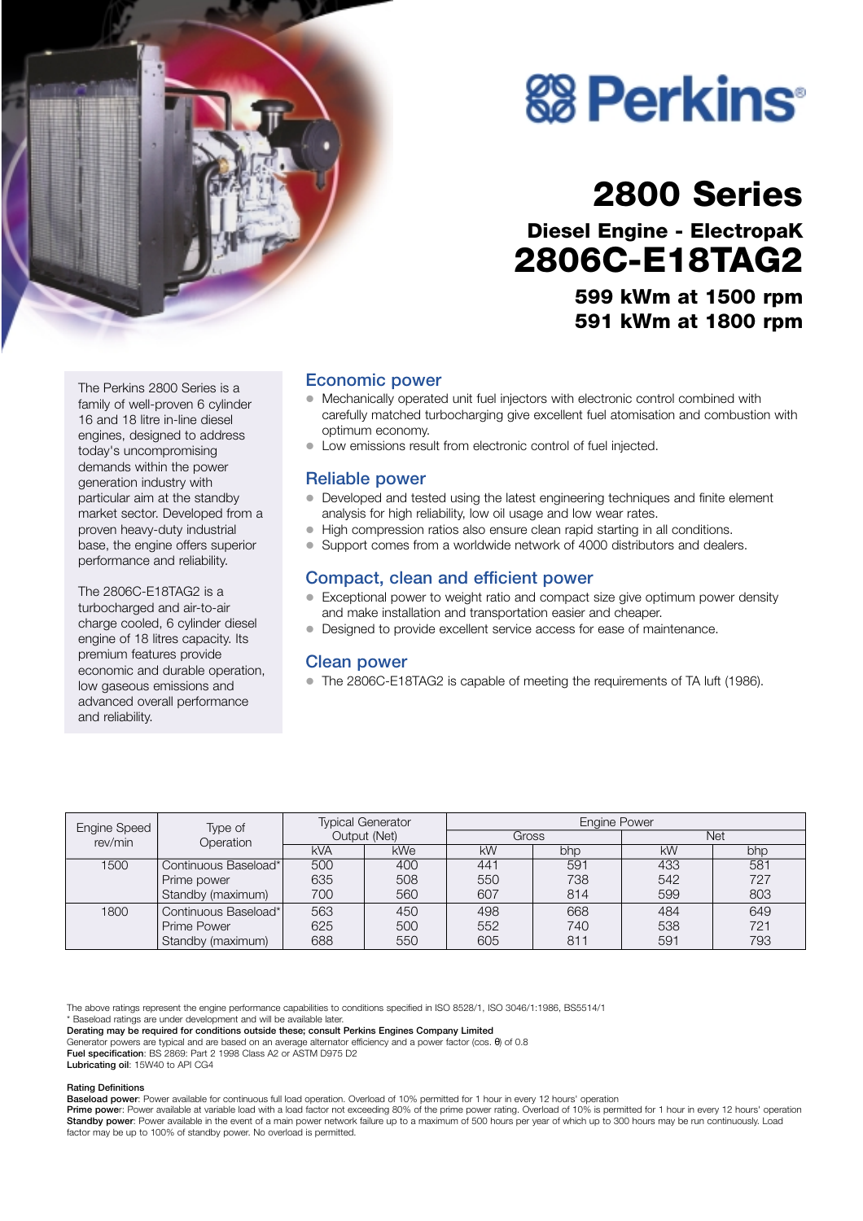# Perkins®

# 2800 Series

## Diesel Engine - ElectropaK

# 2806C-E18TAG2

### 599 kWm at 1500 rpm
### 591 kWm at 1800 rpm

The Perkins 2800 Series is a family of well-proven 6 cylinder 16 and 18 litre in-line diesel engines, designed to address today's uncompromising demands within the power generation industry with particular aim at the standby market sector. Developed from a proven heavy-duty industrial base, the engine offers superior performance and reliability.

The 2806C-E18TAG2 is a turbocharged and air-to-air charge cooled, 6 cylinder diesel engine of 18 litres capacity. Its premium features provide economic and durable operation, low gaseous emissions and advanced overall performance and reliability.

## Economic power

- Mechanically operated unit fuel injectors with electronic control combined with carefully matched turbocharging give excellent fuel atomisation and combustion with optimum economy.
- Low emissions result from electronic control of fuel injected.

## Reliable power

- Developed and tested using the latest engineering techniques and finite element analysis for high reliability, low oil usage and low wear rates.
- High compression ratios also ensure clean rapid starting in all conditions.
- Support comes from a worldwide network of 4000 distributors and dealers.

## Compact, clean and efficient power

- Exceptional power to weight ratio and compact size give optimum power density and make installation and transportation easier and cheaper.
- Designed to provide excellent service access for ease of maintenance.

## Clean power

- The 2806C-E18TAG2 is capable of meeting the requirements of TA luft (1986).

| Engine Speed rev/min | Type of Operation | Typical Generator Output (Net) | | Engine Power | | | |
|---|---|---|---|---|---|---|---|
| | | | | Gross | | Net | |
| | | kVA | kWe | kW | bhp | kW | bhp |
| 1500 | Continuous Baseload* | 500 | 400 | 441 | 591 | 433 | 581 |
| | Prime power | 635 | 508 | 550 | 738 | 542 | 727 |
| | Standby (maximum) | 700 | 560 | 607 | 814 | 599 | 803 |
| 1800 | Continuous Baseload* | 563 | 450 | 498 | 668 | 484 | 649 |
| | Prime Power | 625 | 500 | 552 | 740 | 538 | 721 |
| | Standby (maximum) | 688 | 550 | 605 | 811 | 591 | 793 |

The above ratings represent the engine performance capabilities to conditions specified in ISO 8528/1, ISO 3046/1:1986, BS5514/1

* Baseload ratings are under development and will be available later.

**Derating may be required for conditions outside these; consult Perkins Engines Company Limited**

Generator powers are typical and are based on an average alternator efficiency and a power factor (cos. θ) of 0.8

**Fuel specification**: BS 2869: Part 2 1998 Class A2 or ASTM D975 D2

**Lubricating oil**: 15W40 to API CG4

**Rating Definitions**

**Baseload power**: Power available for continuous full load operation. Overload of 10% permitted for 1 hour in every 12 hours' operation

**Prime power**: Power available at variable load with a load factor not exceeding 80% of the prime power rating. Overload of 10% is permitted for 1 hour in every 12 hours' operation

**Standby power**: Power available in the event of a main power network failure up to a maximum of 500 hours per year of which up to 300 hours may be run continuously. Load factor may be up to 100% of standby power. No overload is permitted.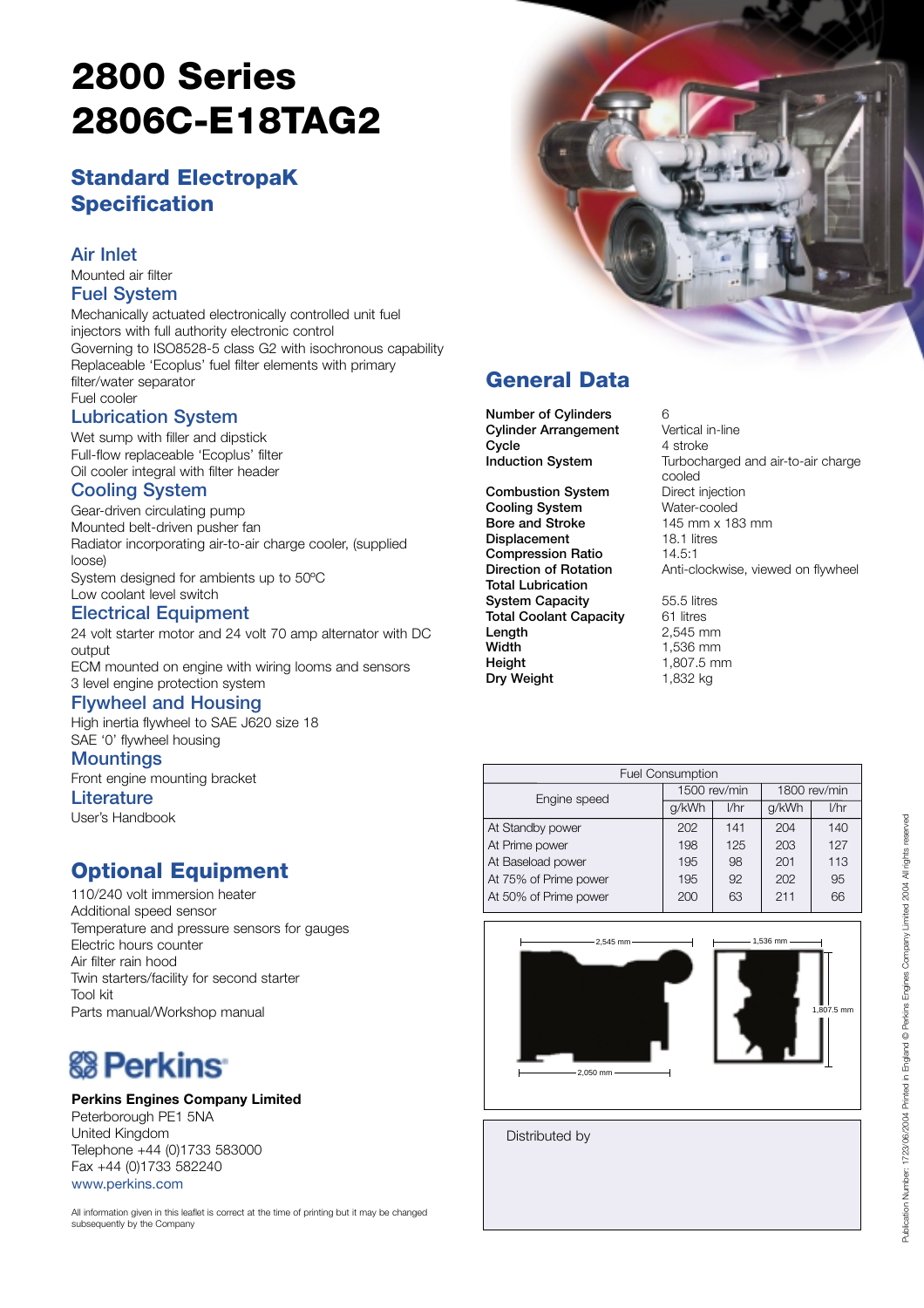# 2800 Series
# 2806C-E18TAG2

## Standard ElectropaK Specification

### Air Inlet

Mounted air filter

### Fuel System

Mechanically actuated electronically controlled unit fuel injectors with full authority electronic control
Governing to ISO8528-5 class G2 with isochronous capability
Replaceable 'Ecoplus' fuel filter elements with primary filter/water separator
Fuel cooler

### Lubrication System

Wet sump with filler and dipstick
Full-flow replaceable 'Ecoplus' filter
Oil cooler integral with filter header

### Cooling System

Gear-driven circulating pump
Mounted belt-driven pusher fan
Radiator incorporating air-to-air charge cooler, (supplied loose)
System designed for ambients up to 50ºC
Low coolant level switch

### Electrical Equipment

24 volt starter motor and 24 volt 70 amp alternator with DC output
ECM mounted on engine with wiring looms and sensors
3 level engine protection system

### Flywheel and Housing

High inertia flywheel to SAE J620 size 18
SAE '0' flywheel housing

### Mountings

Front engine mounting bracket

### Literature

User's Handbook

## Optional Equipment

110/240 volt immersion heater
Additional speed sensor
Temperature and pressure sensors for gauges
Electric hours counter
Air filter rain hood
Twin starters/facility for second starter
Tool kit
Parts manual/Workshop manual

## General Data

| | |
|---|---|
| **Number of Cylinders** | 6 |
| **Cylinder Arrangement** | Vertical in-line |
| **Cycle** | 4 stroke |
| **Induction System** | Turbocharged and air-to-air charge cooled |
| **Combustion System** | Direct injection |
| **Cooling System** | Water-cooled |
| **Bore and Stroke** | 145 mm x 183 mm |
| **Displacement** | 18.1 litres |
| **Compression Ratio** | 14.5:1 |
| **Direction of Rotation** | Anti-clockwise, viewed on flywheel |
| **Total Lubrication System Capacity** | 55.5 litres |
| **Total Coolant Capacity** | 61 litres |
| **Length** | 2,545 mm |
| **Width** | 1,536 mm |
| **Height** | 1,807.5 mm |
| **Dry Weight** | 1,832 kg |

| Fuel Consumption | | | | |
|---|---|---|---|---|
| Engine speed | 1500 rev/min | | 1800 rev/min | |
| | g/kWh | l/hr | g/kWh | l/hr |
| At Standby power | 202 | 141 | 204 | 140 |
| At Prime power | 198 | 125 | 203 | 127 |
| At Baseload power | 195 | 98 | 201 | 113 |
| At 75% of Prime power | 195 | 92 | 202 | 95 |
| At 50% of Prime power | 200 | 63 | 211 | 66 |

2,545 mm
2,050 mm
1,536 mm
1,807.5 mm

Distributed by

**Perkins Engines Company Limited**
Peterborough PE1 5NA
United Kingdom
Telephone +44 (0)1733 583000
Fax +44 (0)1733 582240
www.perkins.com

All information given in this leaflet is correct at the time of printing but it may be changed subsequently by the Company

Publication Number: 1723/06/2004 Printed in England © Perkins Engines Company Limited 2004 All rights reserved